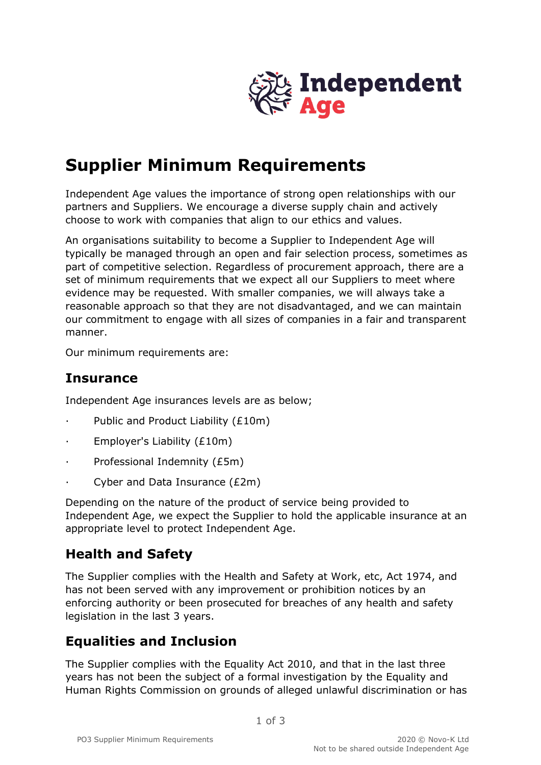# Supplier Minimum Requirements

Independent Age values the importance of strong open relationships with our partners and Suppliers. We encourage a diverse supply chain and actively choose to work with companies that align to our ethics and values.

An organisations suitability to become a Supplier to Independent Age will typically be managed through an open and fair selection process, sometimes as part of competitive selection. Regardless of procurement approach, there are a set of minimum requirements that we expect all our Suppliers to meet where evidence may be requested. With smaller companies, we will always take a reasonable approach so that they are not disadvantaged, and we can maintain our commitment to engage with all sizes of companies in a fair and transparent manner.

Our minimum requirements are:

## Insurance

Independent Age insurances levels are as below;

- Public and Product Liability (£10m)
- Employer's Liability (£10m)
- Professional Indemnity (£5m)
- Cyber and Data Insurance (£2m)

Depending on the nature of the product of service being provided to Independent Age, we expect the Supplier to hold the applicable insurance at an appropriate level to protect Independent Age.

## Health and Safety

The Supplier complies with the Health and Safety at Work, etc, Act 1974, and has not been served with any improvement or prohibition notices by an enforcing authority or been prosecuted for breaches of any health and safety legislation in the last 3 years.

## Equalities and Inclusion

The Supplier complies with the Equality Act 2010, and that in the last three years has not been the subject of a formal investigation by the Equality and Human Rights Commission on grounds of alleged unlawful discrimination or has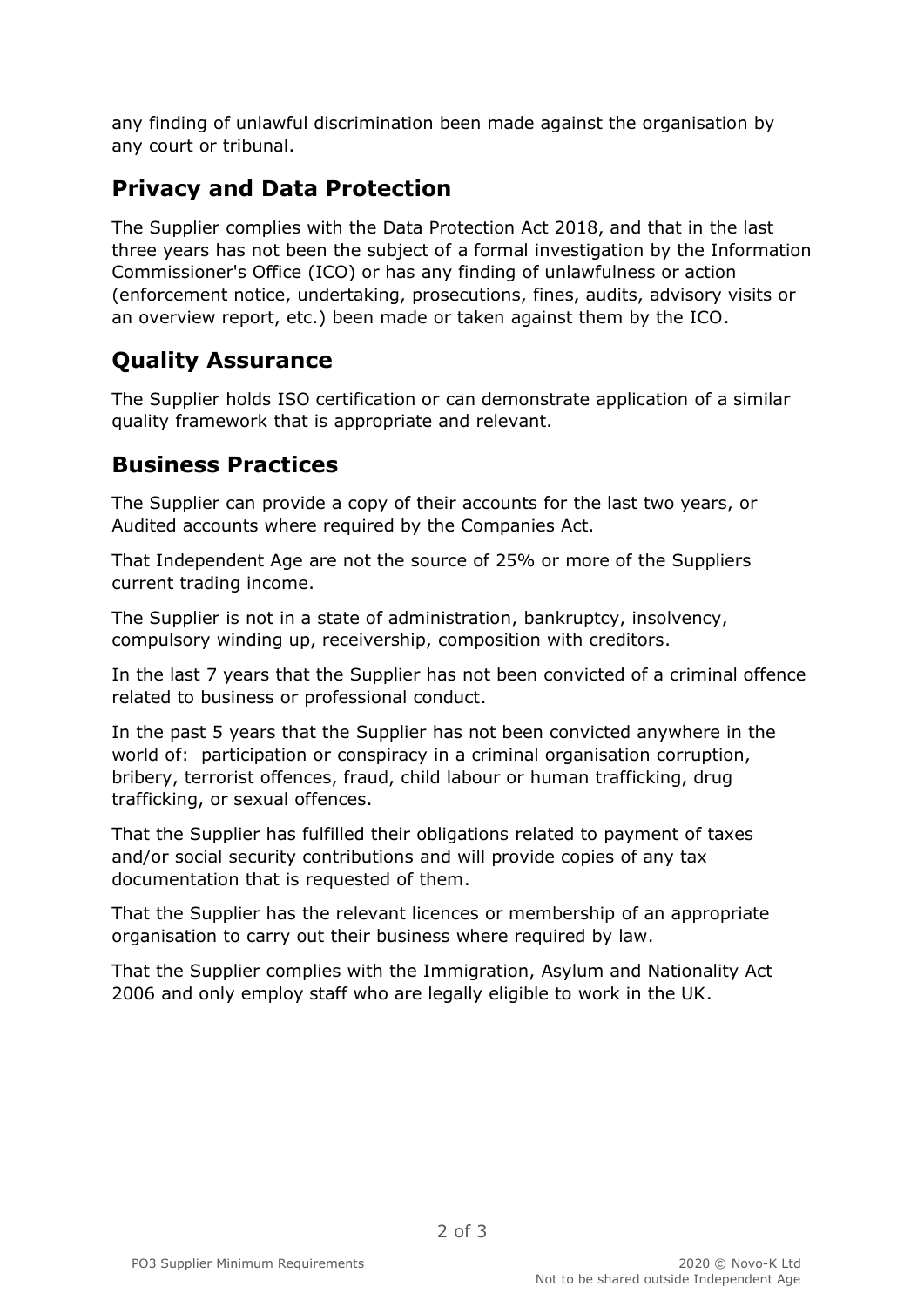any finding of unlawful discrimination been made against the organisation by any court or tribunal.

## Privacy and Data Protection

The Supplier complies with the Data Protection Act 2018, and that in the last three years has not been the subject of a formal investigation by the Information Commissioner's Office (ICO) or has any finding of unlawfulness or action (enforcement notice, undertaking, prosecutions, fines, audits, advisory visits or an overview report, etc.) been made or taken against them by the ICO.

## Quality Assurance

The Supplier holds ISO certification or can demonstrate application of a similar quality framework that is appropriate and relevant.

## Business Practices

The Supplier can provide a copy of their accounts for the last two years, or Audited accounts where required by the Companies Act.

That Independent Age are not the source of 25% or more of the Suppliers current trading income.

The Supplier is not in a state of administration, bankruptcy, insolvency, compulsory winding up, receivership, composition with creditors.

In the last 7 years that the Supplier has not been convicted of a criminal offence related to business or professional conduct.

In the past 5 years that the Supplier has not been convicted anywhere in the world of:  participation or conspiracy in a criminal organisation corruption, bribery, terrorist offences, fraud, child labour or human trafficking, drug trafficking, or sexual offences.

That the Supplier has fulfilled their obligations related to payment of taxes and/or social security contributions and will provide copies of any tax documentation that is requested of them.

That the Supplier has the relevant licences or membership of an appropriate organisation to carry out their business where required by law.

That the Supplier complies with the Immigration, Asylum and Nationality Act 2006 and only employ staff who are legally eligible to work in the UK.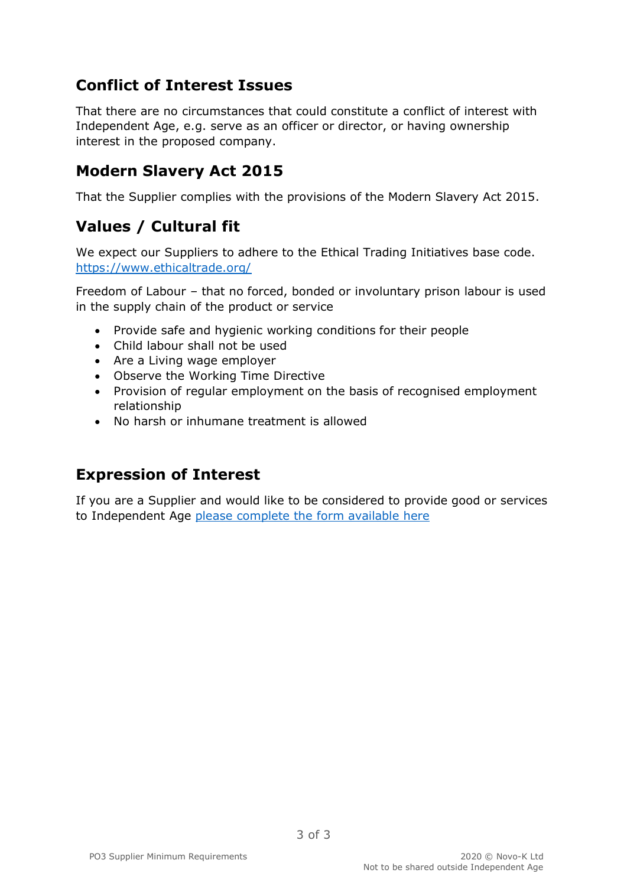## Conflict of Interest Issues

That there are no circumstances that could constitute a conflict of interest with Independent Age, e.g. serve as an officer or director, or having ownership interest in the proposed company.

## Modern Slavery Act 2015

That the Supplier complies with the provisions of the Modern Slavery Act 2015.

## Values / Cultural fit

We expect our Suppliers to adhere to the Ethical Trading Initiatives base code. [https://www.ethicaltrade.org/](https://www.ethicaltrade.org/)

Freedom of Labour – that no forced, bonded or involuntary prison labour is used in the supply chain of the product or service

- Provide safe and hygienic working conditions for their people
- Child labour shall not be used
- Are a Living wage employer
- Observe the Working Time Directive
- Provision of regular employment on the basis of recognised employment relationship
- No harsh or inhumane treatment is allowed

## Expression of Interest

If you are a Supplier and would like to be considered to provide good or services to Independent Age please complete the form available here